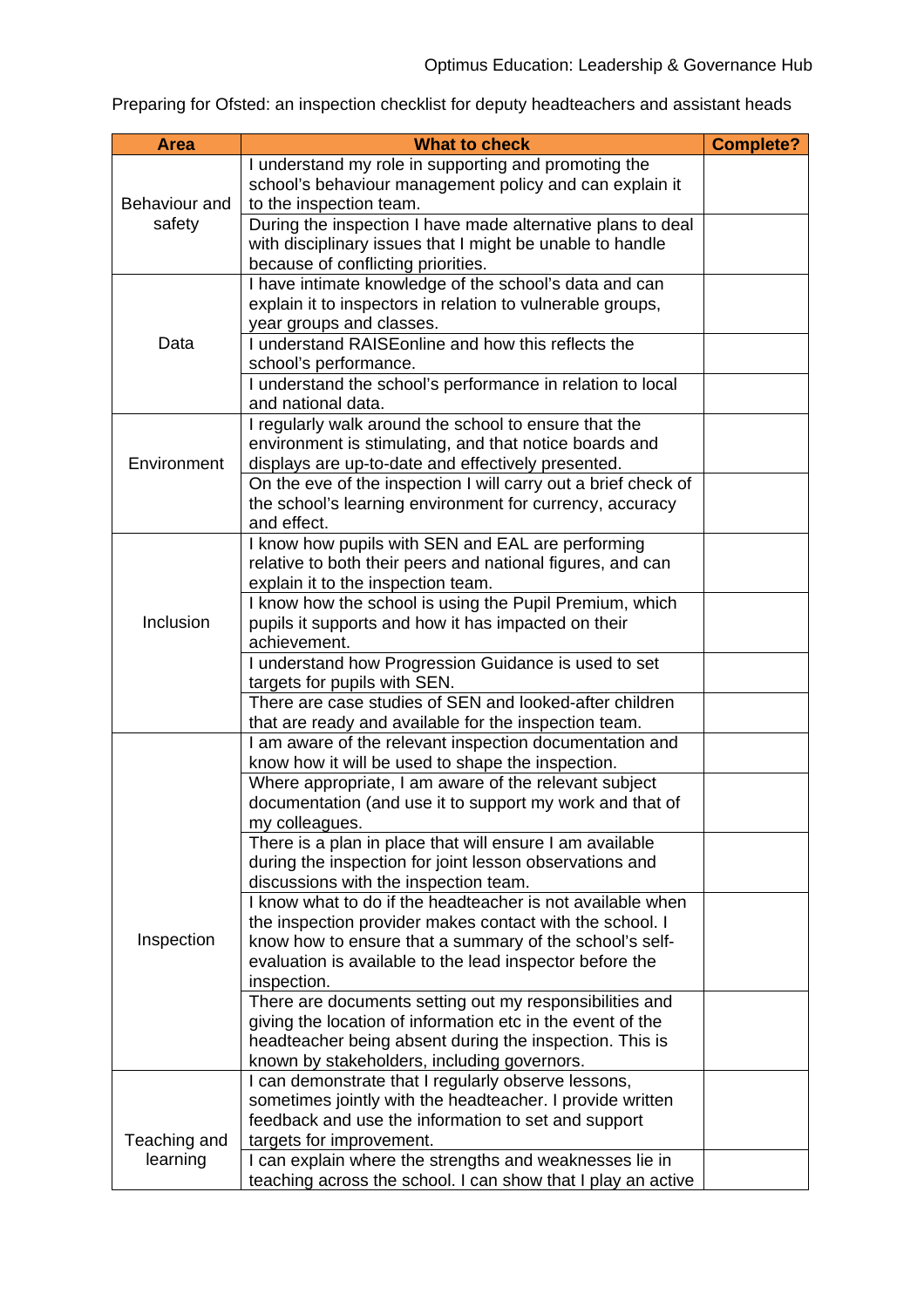Preparing for Ofsted: an inspection checklist for deputy headteachers and assistant heads

| Area | What to check | Complete? |
| --- | --- | --- |
| Behaviour and safety | I understand my role in supporting and promoting the school's behaviour management policy and can explain it to the inspection team. | |
| | During the inspection I have made alternative plans to deal with disciplinary issues that I might be unable to handle because of conflicting priorities. | |
| Data | I have intimate knowledge of the school's data and can explain it to inspectors in relation to vulnerable groups, year groups and classes. | |
| | I understand RAISEonline and how this reflects the school's performance. | |
| | I understand the school's performance in relation to local and national data. | |
| Environment | I regularly walk around the school to ensure that the environment is stimulating, and that notice boards and displays are up-to-date and effectively presented. | |
| | On the eve of the inspection I will carry out a brief check of the school's learning environment for currency, accuracy and effect. | |
| Inclusion | I know how pupils with SEN and EAL are performing relative to both their peers and national figures, and can explain it to the inspection team. | |
| | I know how the school is using the Pupil Premium, which pupils it supports and how it has impacted on their achievement. | |
| | I understand how Progression Guidance is used to set targets for pupils with SEN. | |
| | There are case studies of SEN and looked-after children that are ready and available for the inspection team. | |
| Inspection | I am aware of the relevant inspection documentation and know how it will be used to shape the inspection. | |
| | Where appropriate, I am aware of the relevant subject documentation (and use it to support my work and that of my colleagues. | |
| | There is a plan in place that will ensure I am available during the inspection for joint lesson observations and discussions with the inspection team. | |
| | I know what to do if the headteacher is not available when the inspection provider makes contact with the school. I know how to ensure that a summary of the school's self-evaluation is available to the lead inspector before the inspection. | |
| | There are documents setting out my responsibilities and giving the location of information etc in the event of the headteacher being absent during the inspection. This is known by stakeholders, including governors. | |
| Teaching and learning | I can demonstrate that I regularly observe lessons, sometimes jointly with the headteacher. I provide written feedback and use the information to set and support targets for improvement. | |
| | I can explain where the strengths and weaknesses lie in teaching across the school. I can show that I play an active | |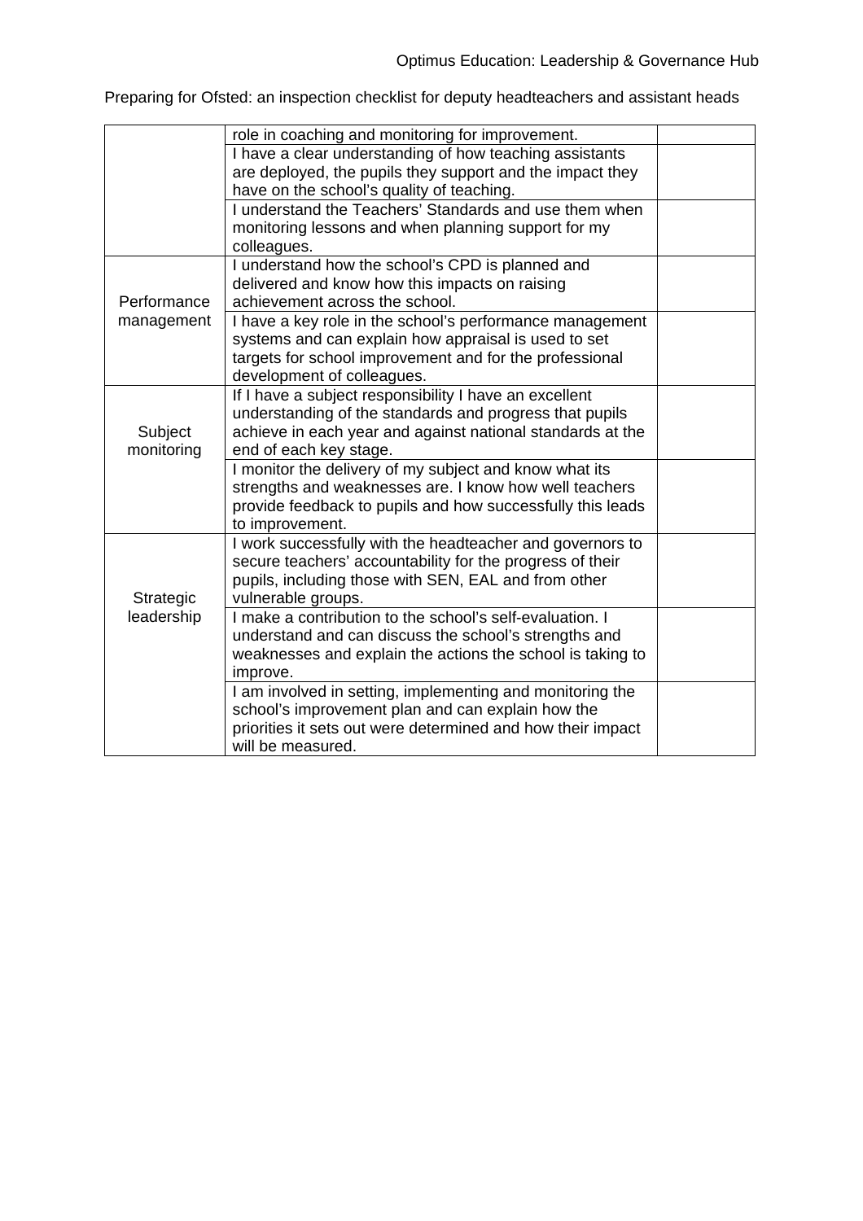| | | |
|---|---|---|
| | role in coaching and monitoring for improvement. | |
| | I have a clear understanding of how teaching assistants are deployed, the pupils they support and the impact they have on the school's quality of teaching. | |
| | I understand the Teachers' Standards and use them when monitoring lessons and when planning support for my colleagues. | |
| Performance management | I understand how the school's CPD is planned and delivered and know how this impacts on raising achievement across the school. | |
| | I have a key role in the school's performance management systems and can explain how appraisal is used to set targets for school improvement and for the professional development of colleagues. | |
| Subject monitoring | If I have a subject responsibility I have an excellent understanding of the standards and progress that pupils achieve in each year and against national standards at the end of each key stage. | |
| | I monitor the delivery of my subject and know what its strengths and weaknesses are. I know how well teachers provide feedback to pupils and how successfully this leads to improvement. | |
| Strategic leadership | I work successfully with the headteacher and governors to secure teachers' accountability for the progress of their pupils, including those with SEN, EAL and from other vulnerable groups. | |
| | I make a contribution to the school's self-evaluation. I understand and can discuss the school's strengths and weaknesses and explain the actions the school is taking to improve. | |
| | I am involved in setting, implementing and monitoring the school's improvement plan and can explain how the priorities it sets out were determined and how their impact will be measured. | |